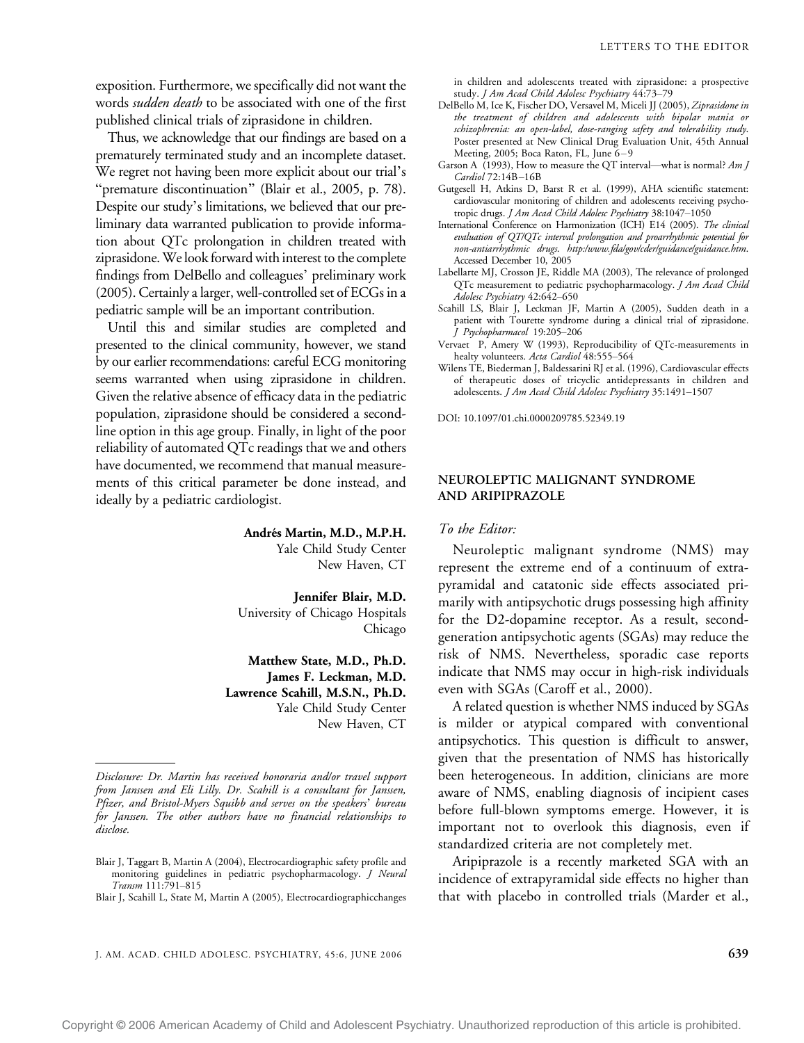exposition. Furthermore, we specifically did not want the words *sudden death* to be associated with one of the first published clinical trials of ziprasidone in children.

Thus, we acknowledge that our findings are based on a prematurely terminated study and an incomplete dataset. We regret not having been more explicit about our trial's "premature discontinuation" (Blair et al., 2005, p. 78). Despite our study's limitations, we believed that our preliminary data warranted publication to provide information about QTc prolongation in children treated with ziprasidone. We look forward with interest to the complete findings from DelBello and colleagues' preliminary work (2005). Certainly a larger, well-controlled set of ECGs in a pediatric sample will be an important contribution.

Until this and similar studies are completed and presented to the clinical community, however, we stand by our earlier recommendations: careful ECG monitoring seems warranted when using ziprasidone in children. Given the relative absence of efficacy data in the pediatric population, ziprasidone should be considered a second-line option in this age group. Finally, in light of the poor reliability of automated QTc readings that we and others have documented, we recommend that manual measurements of this critical parameter be done instead, and ideally by a pediatric cardiologist.

**Andrés Martin, M.D., M.P.H.**
Yale Child Study Center
New Haven, CT

**Jennifer Blair, M.D.**
University of Chicago Hospitals
Chicago

**Matthew State, M.D., Ph.D.**
**James F. Leckman, M.D.**
**Lawrence Scahill, M.S.N., Ph.D.**
Yale Child Study Center
New Haven, CT

*Disclosure: Dr. Martin has received honoraria and/or travel support from Janssen and Eli Lilly. Dr. Scahill is a consultant for Janssen, Pfizer, and Bristol-Myers Squibb and serves on the speakers' bureau for Janssen. The other authors have no financial relationships to disclose.*

Blair J, Taggart B, Martin A (2004), Electrocardiographic safety profile and monitoring guidelines in pediatric psychopharmacology. *J Neural Transm* 111:791–815

Blair J, Scahill L, State M, Martin A (2005), Electrocardiographicchanges in children and adolescents treated with ziprasidone: a prospective study. *J Am Acad Child Adolesc Psychiatry* 44:73–79

DelBello M, Ice K, Fischer DO, Versavel M, Miceli JJ (2005), *Ziprasidone in the treatment of children and adolescents with bipolar mania or schizophrenia: an open-label, dose-ranging safety and tolerability study.* Poster presented at New Clinical Drug Evaluation Unit, 45th Annual Meeting, 2005; Boca Raton, FL, June 6–9

Garson A (1993), How to measure the QT interval—what is normal? *Am J Cardiol* 72:14B–16B

Gutgesell H, Atkins D, Barst R et al. (1999), AHA scientific statement: cardiovascular monitoring of children and adolescents receiving psychotropic drugs. *J Am Acad Child Adolesc Psychiatry* 38:1047–1050

International Conference on Harmonization (ICH) E14 (2005). *The clinical evaluation of QT/QTc interval prolongation and proarrhythmic potential for non-antiarrhythmic drugs. http:/www.fda/gov/cder/guidance/guidance.htm.* Accessed December 10, 2005

Labellarte MJ, Crosson JE, Riddle MA (2003), The relevance of prolonged QTc measurement to pediatric psychopharmacology. *J Am Acad Child Adolesc Psychiatry* 42:642–650

Scahill LS, Blair J, Leckman JF, Martin A (2005), Sudden death in a patient with Tourette syndrome during a clinical trial of ziprasidone. *J Psychopharmacol* 19:205–206

Vervaet P, Amery W (1993), Reproducibility of QTc-measurements in healty volunteers. *Acta Cardiol* 48:555–564

Wilens TE, Biederman J, Baldessarini RJ et al. (1996), Cardiovascular effects of therapeutic doses of tricyclic antidepressants in children and adolescents. *J Am Acad Child Adolesc Psychiatry* 35:1491–1507

DOI: 10.1097/01.chi.0000209785.52349.19

## NEUROLEPTIC MALIGNANT SYNDROME AND ARIPIPRAZOLE

*To the Editor:*

Neuroleptic malignant syndrome (NMS) may represent the extreme end of a continuum of extrapyramidal and catatonic side effects associated primarily with antipsychotic drugs possessing high affinity for the D2-dopamine receptor. As a result, second-generation antipsychotic agents (SGAs) may reduce the risk of NMS. Nevertheless, sporadic case reports indicate that NMS may occur in high-risk individuals even with SGAs (Caroff et al., 2000).

A related question is whether NMS induced by SGAs is milder or atypical compared with conventional antipsychotics. This question is difficult to answer, given that the presentation of NMS has historically been heterogeneous. In addition, clinicians are more aware of NMS, enabling diagnosis of incipient cases before full-blown symptoms emerge. However, it is important not to overlook this diagnosis, even if standardized criteria are not completely met.

Aripiprazole is a recently marketed SGA with an incidence of extrapyramidal side effects no higher than that with placebo in controlled trials (Marder et al.,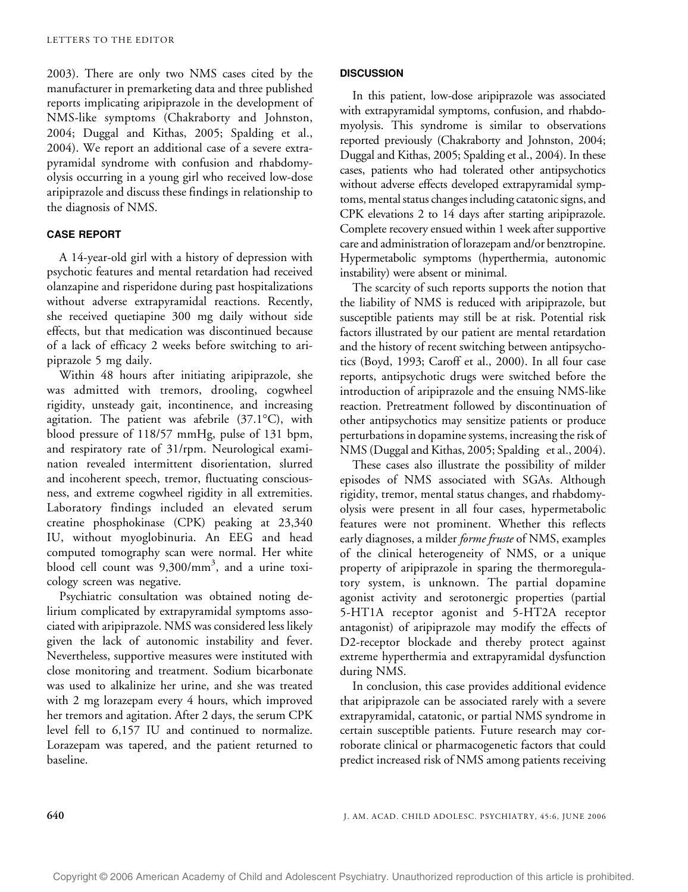2003). There are only two NMS cases cited by the manufacturer in premarketing data and three published reports implicating aripiprazole in the development of NMS-like symptoms (Chakraborty and Johnston, 2004; Duggal and Kithas, 2005; Spalding et al., 2004). We report an additional case of a severe extrapyramidal syndrome with confusion and rhabdomyolysis occurring in a young girl who received low-dose aripiprazole and discuss these findings in relationship to the diagnosis of NMS.

## CASE REPORT

A 14-year-old girl with a history of depression with psychotic features and mental retardation had received olanzapine and risperidone during past hospitalizations without adverse extrapyramidal reactions. Recently, she received quetiapine 300 mg daily without side effects, but that medication was discontinued because of a lack of efficacy 2 weeks before switching to aripiprazole 5 mg daily.

Within 48 hours after initiating aripiprazole, she was admitted with tremors, drooling, cogwheel rigidity, unsteady gait, incontinence, and increasing agitation. The patient was afebrile (37.1°C), with blood pressure of 118/57 mmHg, pulse of 131 bpm, and respiratory rate of 31/rpm. Neurological examination revealed intermittent disorientation, slurred and incoherent speech, tremor, fluctuating consciousness, and extreme cogwheel rigidity in all extremities. Laboratory findings included an elevated serum creatine phosphokinase (CPK) peaking at 23,340 IU, without myoglobinuria. An EEG and head computed tomography scan were normal. Her white blood cell count was 9,300/mm$^3$, and a urine toxicology screen was negative.

Psychiatric consultation was obtained noting delirium complicated by extrapyramidal symptoms associated with aripiprazole. NMS was considered less likely given the lack of autonomic instability and fever. Nevertheless, supportive measures were instituted with close monitoring and treatment. Sodium bicarbonate was used to alkalinize her urine, and she was treated with 2 mg lorazepam every 4 hours, which improved her tremors and agitation. After 2 days, the serum CPK level fell to 6,157 IU and continued to normalize. Lorazepam was tapered, and the patient returned to baseline.

## DISCUSSION

In this patient, low-dose aripiprazole was associated with extrapyramidal symptoms, confusion, and rhabdomyolysis. This syndrome is similar to observations reported previously (Chakraborty and Johnston, 2004; Duggal and Kithas, 2005; Spalding et al., 2004). In these cases, patients who had tolerated other antipsychotics without adverse effects developed extrapyramidal symptoms, mental status changes including catatonic signs, and CPK elevations 2 to 14 days after starting aripiprazole. Complete recovery ensued within 1 week after supportive care and administration of lorazepam and/or benztropine. Hypermetabolic symptoms (hyperthermia, autonomic instability) were absent or minimal.

The scarcity of such reports supports the notion that the liability of NMS is reduced with aripiprazole, but susceptible patients may still be at risk. Potential risk factors illustrated by our patient are mental retardation and the history of recent switching between antipsychotics (Boyd, 1993; Caroff et al., 2000). In all four case reports, antipsychotic drugs were switched before the introduction of aripiprazole and the ensuing NMS-like reaction. Pretreatment followed by discontinuation of other antipsychotics may sensitize patients or produce perturbations in dopamine systems, increasing the risk of NMS (Duggal and Kithas, 2005; Spalding et al., 2004).

These cases also illustrate the possibility of milder episodes of NMS associated with SGAs. Although rigidity, tremor, mental status changes, and rhabdomyolysis were present in all four cases, hypermetabolic features were not prominent. Whether this reflects early diagnoses, a milder *forme fruste* of NMS, examples of the clinical heterogeneity of NMS, or a unique property of aripiprazole in sparing the thermoregulatory system, is unknown. The partial dopamine agonist activity and serotonergic properties (partial 5-HT1A receptor agonist and 5-HT2A receptor antagonist) of aripiprazole may modify the effects of D2-receptor blockade and thereby protect against extreme hyperthermia and extrapyramidal dysfunction during NMS.

In conclusion, this case provides additional evidence that aripiprazole can be associated rarely with a severe extrapyramidal, catatonic, or partial NMS syndrome in certain susceptible patients. Future research may corroborate clinical or pharmacogenetic factors that could predict increased risk of NMS among patients receiving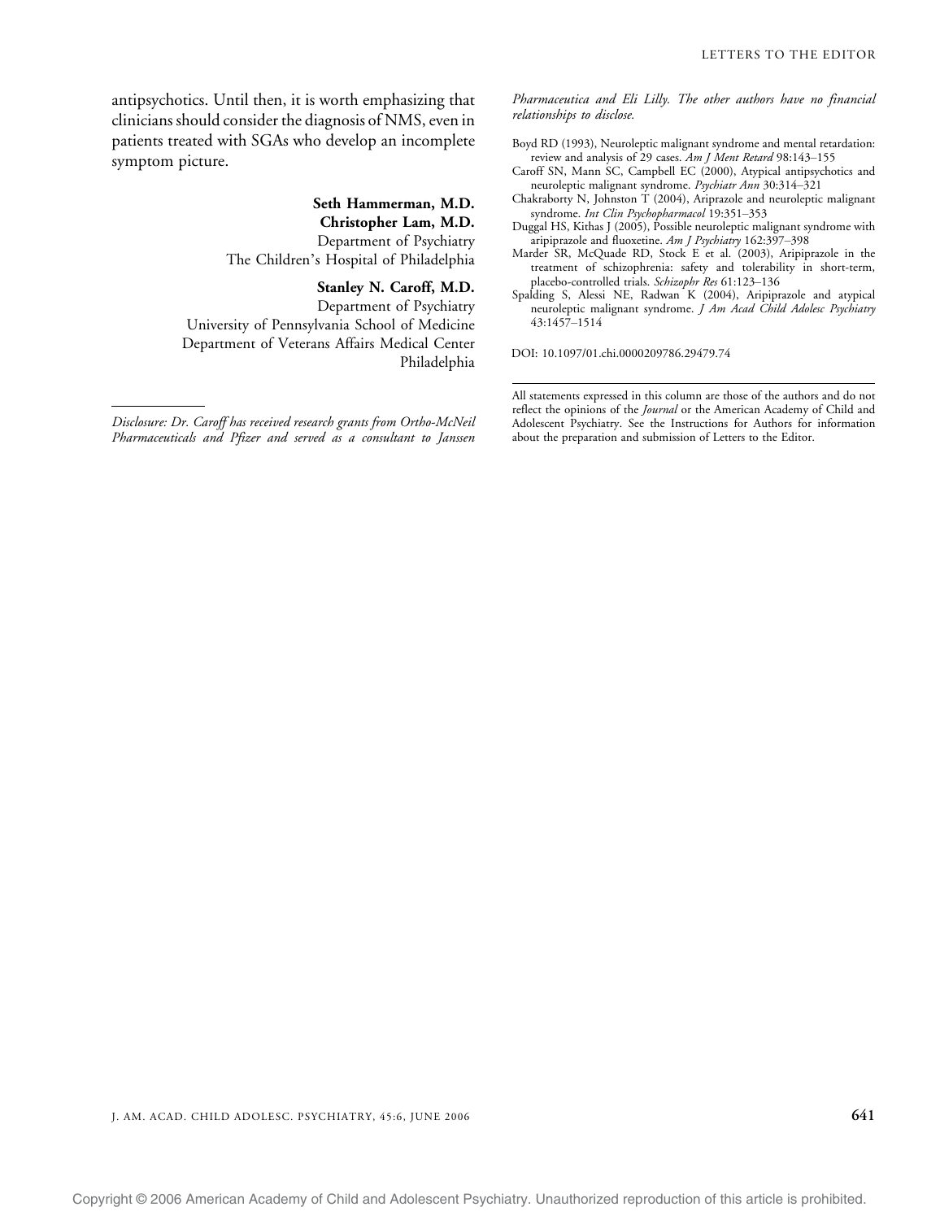antipsychotics. Until then, it is worth emphasizing that clinicians should consider the diagnosis of NMS, even in patients treated with SGAs who develop an incomplete symptom picture.

**Seth Hammerman, M.D.**
**Christopher Lam, M.D.**
Department of Psychiatry
The Children's Hospital of Philadelphia

**Stanley N. Caroff, M.D.**
Department of Psychiatry
University of Pennsylvania School of Medicine
Department of Veterans Affairs Medical Center
Philadelphia

*Disclosure: Dr. Caroff has received research grants from Ortho-McNeil Pharmaceuticals and Pfizer and served as a consultant to Janssen Pharmaceutica and Eli Lilly. The other authors have no financial relationships to disclose.*

Boyd RD (1993), Neuroleptic malignant syndrome and mental retardation: review and analysis of 29 cases. *Am J Ment Retard* 98:143–155

Caroff SN, Mann SC, Campbell EC (2000), Atypical antipsychotics and neuroleptic malignant syndrome. *Psychiatr Ann* 30:314–321

Chakraborty N, Johnston T (2004), Ariprazole and neuroleptic malignant syndrome. *Int Clin Psychopharmacol* 19:351–353

Duggal HS, Kithas J (2005), Possible neuroleptic malignant syndrome with aripiprazole and fluoxetine. *Am J Psychiatry* 162:397–398

Marder SR, McQuade RD, Stock E et al. (2003), Aripiprazole in the treatment of schizophrenia: safety and tolerability in short-term, placebo-controlled trials. *Schizophr Res* 61:123–136

Spalding S, Alessi NE, Radwan K (2004), Aripiprazole and atypical neuroleptic malignant syndrome. *J Am Acad Child Adolesc Psychiatry* 43:1457–1514

DOI: 10.1097/01.chi.0000209786.29479.74

All statements expressed in this column are those of the authors and do not reflect the opinions of the *Journal* or the American Academy of Child and Adolescent Psychiatry. See the Instructions for Authors for information about the preparation and submission of Letters to the Editor.